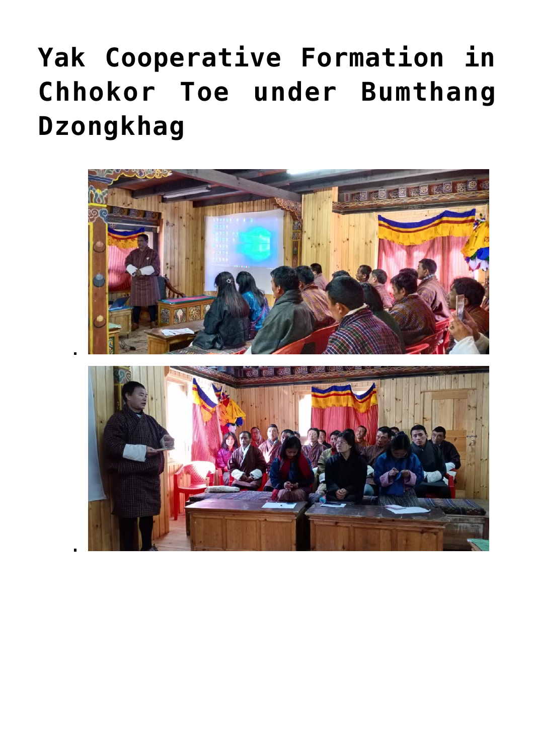# Yak Cooperative Formation in Chhokor Toe under Bumthang Dzongkhag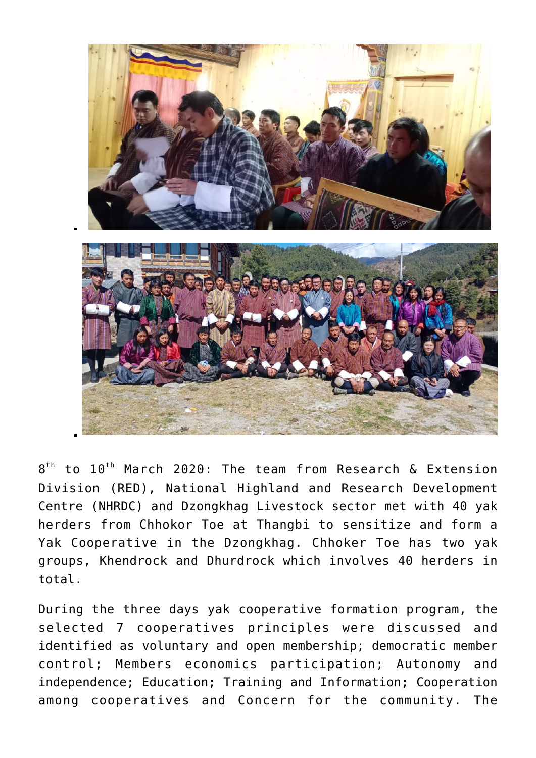8th to 10th March 2020: The team from Research & Extension Division (RED), National Highland and Research Development Centre (NHRDC) and Dzongkhag Livestock sector met with 40 yak herders from Chhokor Toe at Thangbi to sensitize and form a Yak Cooperative in the Dzongkhag. Chhoker Toe has two yak groups, Khendrock and Dhurdrock which involves 40 herders in total.

During the three days yak cooperative formation program, the selected 7 cooperatives principles were discussed and identified as voluntary and open membership; democratic member control; Members economics participation; Autonomy and independence; Education; Training and Information; Cooperation among cooperatives and Concern for the community. The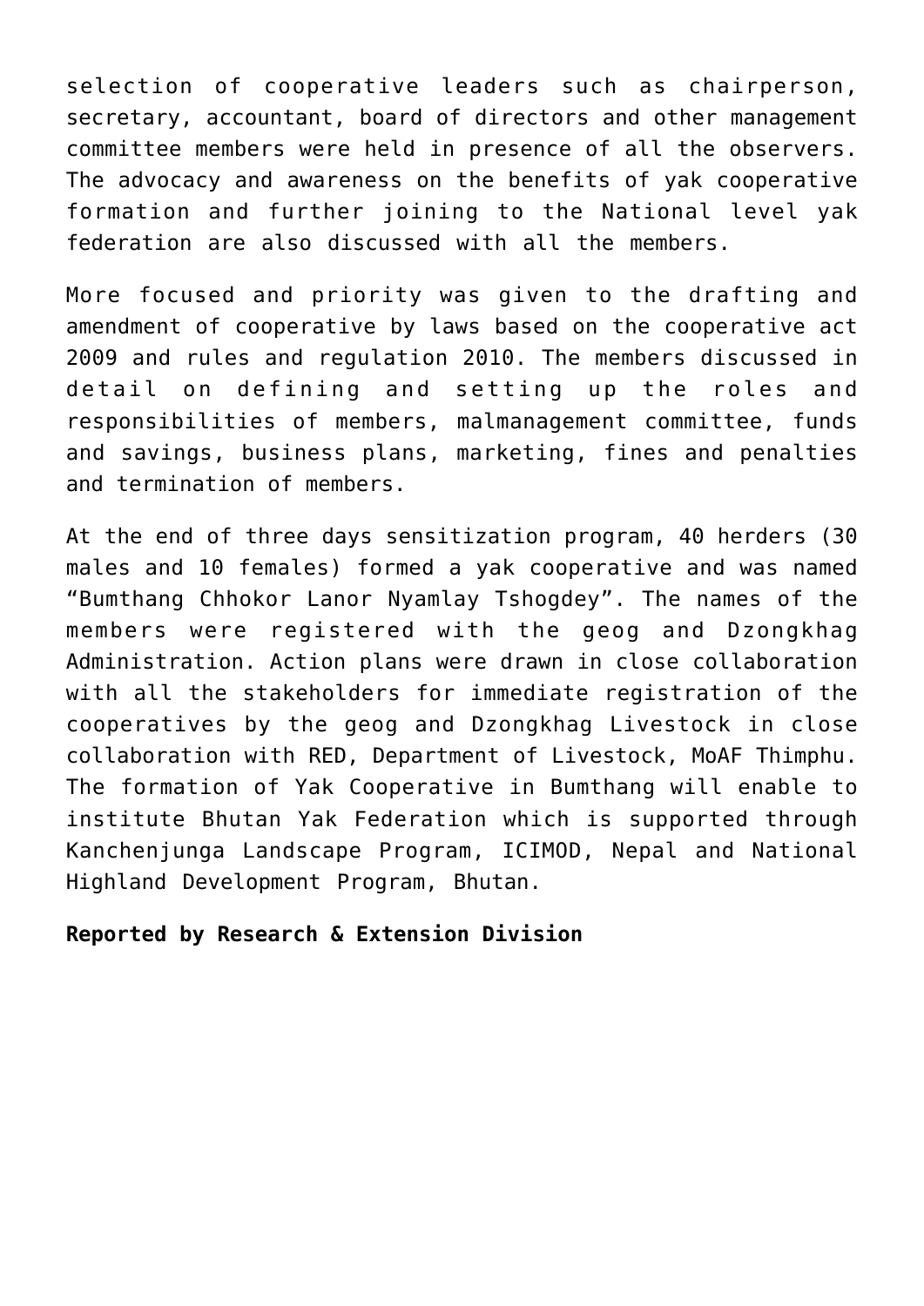selection of cooperative leaders such as chairperson, secretary, accountant, board of directors and other management committee members were held in presence of all the observers. The advocacy and awareness on the benefits of yak cooperative formation and further joining to the National level yak federation are also discussed with all the members.

More focused and priority was given to the drafting and amendment of cooperative by laws based on the cooperative act 2009 and rules and regulation 2010. The members discussed in detail on defining and setting up the roles and responsibilities of members, malmanagement committee, funds and savings, business plans, marketing, fines and penalties and termination of members.

At the end of three days sensitization program, 40 herders (30 males and 10 females) formed a yak cooperative and was named "Bumthang Chhokor Lanor Nyamlay Tshogdey". The names of the members were registered with the geog and Dzongkhag Administration. Action plans were drawn in close collaboration with all the stakeholders for immediate registration of the cooperatives by the geog and Dzongkhag Livestock in close collaboration with RED, Department of Livestock, MoAF Thimphu. The formation of Yak Cooperative in Bumthang will enable to institute Bhutan Yak Federation which is supported through Kanchenjunga Landscape Program, ICIMOD, Nepal and National Highland Development Program, Bhutan.

**Reported by Research & Extension Division**